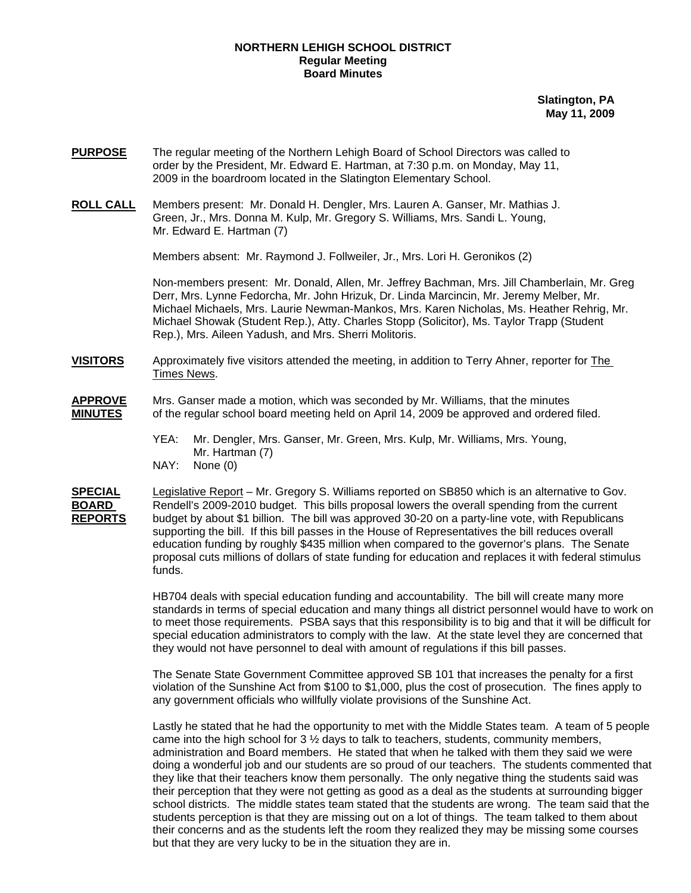**NORTHERN LEHIGH SCHOOL DISTRICT**
**Regular Meeting**
**Board Minutes**

**Slatington, PA**
**May 11, 2009**

**PURPOSE** The regular meeting of the Northern Lehigh Board of School Directors was called to order by the President, Mr. Edward E. Hartman, at 7:30 p.m. on Monday, May 11, 2009 in the boardroom located in the Slatington Elementary School.

**ROLL CALL** Members present: Mr. Donald H. Dengler, Mrs. Lauren A. Ganser, Mr. Mathias J. Green, Jr., Mrs. Donna M. Kulp, Mr. Gregory S. Williams, Mrs. Sandi L. Young, Mr. Edward E. Hartman (7)

Members absent: Mr. Raymond J. Follweiler, Jr., Mrs. Lori H. Geronikos (2)

Non-members present: Mr. Donald, Allen, Mr. Jeffrey Bachman, Mrs. Jill Chamberlain, Mr. Greg Derr, Mrs. Lynne Fedorcha, Mr. John Hrizuk, Dr. Linda Marcincin, Mr. Jeremy Melber, Mr. Michael Michaels, Mrs. Laurie Newman-Mankos, Mrs. Karen Nicholas, Ms. Heather Rehrig, Mr. Michael Showak (Student Rep.), Atty. Charles Stopp (Solicitor), Ms. Taylor Trapp (Student Rep.), Mrs. Aileen Yadush, and Mrs. Sherri Molitoris.

**VISITORS** Approximately five visitors attended the meeting, in addition to Terry Ahner, reporter for The Times News.

**APPROVE MINUTES** Mrs. Ganser made a motion, which was seconded by Mr. Williams, that the minutes of the regular school board meeting held on April 14, 2009 be approved and ordered filed.

YEA: Mr. Dengler, Mrs. Ganser, Mr. Green, Mrs. Kulp, Mr. Williams, Mrs. Young, Mr. Hartman (7)
NAY: None (0)

**SPECIAL BOARD REPORTS** Legislative Report – Mr. Gregory S. Williams reported on SB850 which is an alternative to Gov. Rendell's 2009-2010 budget. This bills proposal lowers the overall spending from the current budget by about $1 billion. The bill was approved 30-20 on a party-line vote, with Republicans supporting the bill. If this bill passes in the House of Representatives the bill reduces overall education funding by roughly $435 million when compared to the governor's plans. The Senate proposal cuts millions of dollars of state funding for education and replaces it with federal stimulus funds.

HB704 deals with special education funding and accountability. The bill will create many more standards in terms of special education and many things all district personnel would have to work on to meet those requirements. PSBA says that this responsibility is to big and that it will be difficult for special education administrators to comply with the law. At the state level they are concerned that they would not have personnel to deal with amount of regulations if this bill passes.

The Senate State Government Committee approved SB 101 that increases the penalty for a first violation of the Sunshine Act from $100 to $1,000, plus the cost of prosecution. The fines apply to any government officials who willfully violate provisions of the Sunshine Act.

Lastly he stated that he had the opportunity to met with the Middle States team. A team of 5 people came into the high school for 3 ½ days to talk to teachers, students, community members, administration and Board members. He stated that when he talked with them they said we were doing a wonderful job and our students are so proud of our teachers. The students commented that they like that their teachers know them personally. The only negative thing the students said was their perception that they were not getting as good as a deal as the students at surrounding bigger school districts. The middle states team stated that the students are wrong. The team said that the students perception is that they are missing out on a lot of things. The team talked to them about their concerns and as the students left the room they realized they may be missing some courses but that they are very lucky to be in the situation they are in.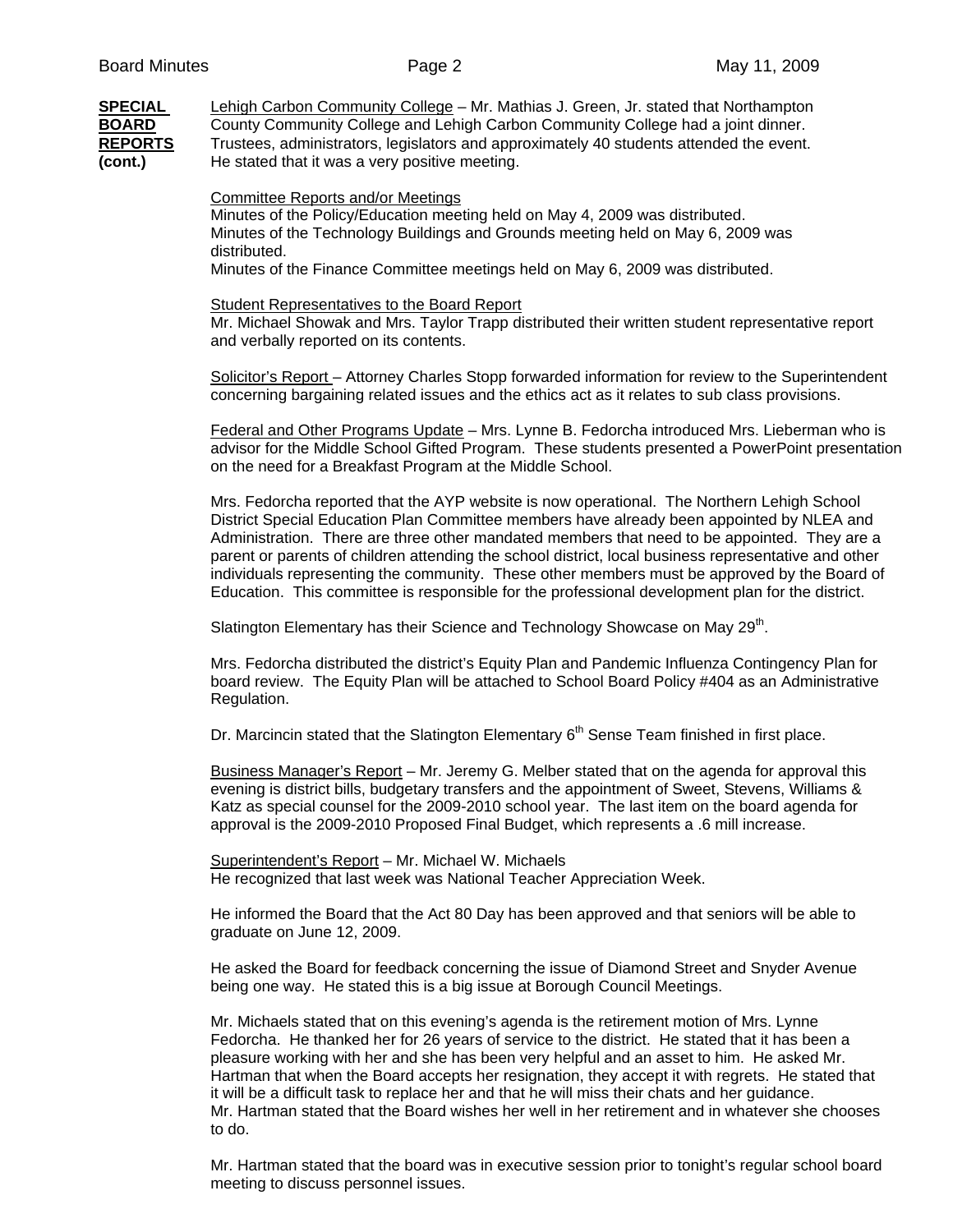**SPECIAL BOARD REPORTS (cont.)**

Lehigh Carbon Community College – Mr. Mathias J. Green, Jr. stated that Northampton County Community College and Lehigh Carbon Community College had a joint dinner. Trustees, administrators, legislators and approximately 40 students attended the event. He stated that it was a very positive meeting.

Committee Reports and/or Meetings
Minutes of the Policy/Education meeting held on May 4, 2009 was distributed.
Minutes of the Technology Buildings and Grounds meeting held on May 6, 2009 was distributed.
Minutes of the Finance Committee meetings held on May 6, 2009 was distributed.

Student Representatives to the Board Report
Mr. Michael Showak and Mrs. Taylor Trapp distributed their written student representative report and verbally reported on its contents.

Solicitor's Report – Attorney Charles Stopp forwarded information for review to the Superintendent concerning bargaining related issues and the ethics act as it relates to sub class provisions.

Federal and Other Programs Update – Mrs. Lynne B. Fedorcha introduced Mrs. Lieberman who is advisor for the Middle School Gifted Program. These students presented a PowerPoint presentation on the need for a Breakfast Program at the Middle School.

Mrs. Fedorcha reported that the AYP website is now operational. The Northern Lehigh School District Special Education Plan Committee members have already been appointed by NLEA and Administration. There are three other mandated members that need to be appointed. They are a parent or parents of children attending the school district, local business representative and other individuals representing the community. These other members must be approved by the Board of Education. This committee is responsible for the professional development plan for the district.

Slatington Elementary has their Science and Technology Showcase on May 29th.

Mrs. Fedorcha distributed the district's Equity Plan and Pandemic Influenza Contingency Plan for board review. The Equity Plan will be attached to School Board Policy #404 as an Administrative Regulation.

Dr. Marcincin stated that the Slatington Elementary 6th Sense Team finished in first place.

Business Manager's Report – Mr. Jeremy G. Melber stated that on the agenda for approval this evening is district bills, budgetary transfers and the appointment of Sweet, Stevens, Williams & Katz as special counsel for the 2009-2010 school year. The last item on the board agenda for approval is the 2009-2010 Proposed Final Budget, which represents a .6 mill increase.

Superintendent's Report – Mr. Michael W. Michaels
He recognized that last week was National Teacher Appreciation Week.

He informed the Board that the Act 80 Day has been approved and that seniors will be able to graduate on June 12, 2009.

He asked the Board for feedback concerning the issue of Diamond Street and Snyder Avenue being one way. He stated this is a big issue at Borough Council Meetings.

Mr. Michaels stated that on this evening's agenda is the retirement motion of Mrs. Lynne Fedorcha. He thanked her for 26 years of service to the district. He stated that it has been a pleasure working with her and she has been very helpful and an asset to him. He asked Mr. Hartman that when the Board accepts her resignation, they accept it with regrets. He stated that it will be a difficult task to replace her and that he will miss their chats and her guidance.
Mr. Hartman stated that the Board wishes her well in her retirement and in whatever she chooses to do.

Mr. Hartman stated that the board was in executive session prior to tonight's regular school board meeting to discuss personnel issues.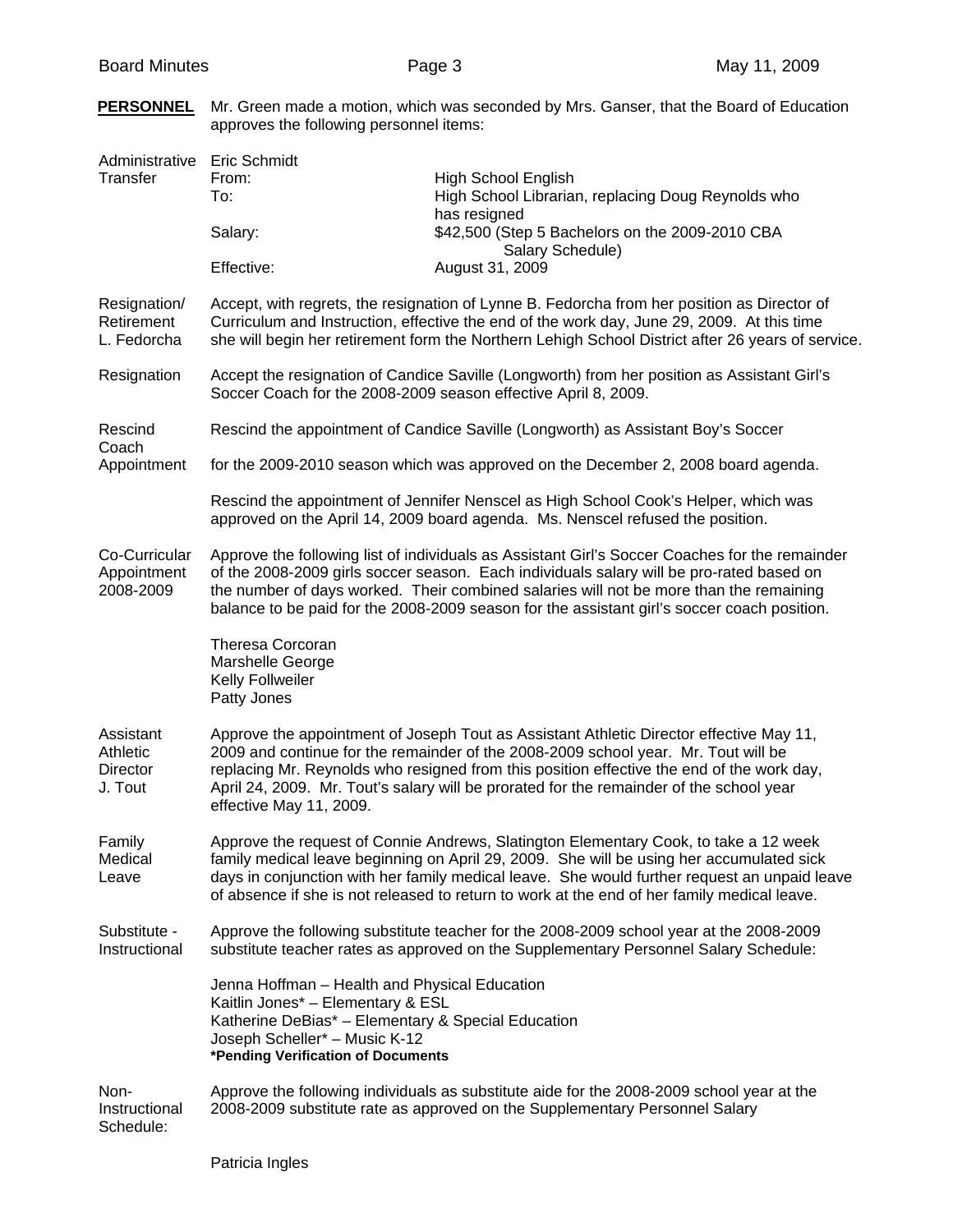**PERSONNEL** Mr. Green made a motion, which was seconded by Mrs. Ganser, that the Board of Education approves the following personnel items:

**Administrative Transfer**

Eric Schmidt

| | |
|---|---|
| From: | High School English |
| To: | High School Librarian, replacing Doug Reynolds who has resigned |
| Salary: | $42,500 (Step 5 Bachelors on the 2009-2010 CBA Salary Schedule) |
| Effective: | August 31, 2009 |

**Resignation/ Retirement L. Fedorcha**

Accept, with regrets, the resignation of Lynne B. Fedorcha from her position as Director of Curriculum and Instruction, effective the end of the work day, June 29, 2009. At this time she will begin her retirement form the Northern Lehigh School District after 26 years of service.

**Resignation**

Accept the resignation of Candice Saville (Longworth) from her position as Assistant Girl's Soccer Coach for the 2008-2009 season effective April 8, 2009.

**Rescind Coach Appointment**

Rescind the appointment of Candice Saville (Longworth) as Assistant Boy's Soccer

for the 2009-2010 season which was approved on the December 2, 2008 board agenda.

Rescind the appointment of Jennifer Nenscel as High School Cook's Helper, which was approved on the April 14, 2009 board agenda. Ms. Nenscel refused the position.

**Co-Curricular Appointment 2008-2009**

Approve the following list of individuals as Assistant Girl's Soccer Coaches for the remainder of the 2008-2009 girls soccer season. Each individuals salary will be pro-rated based on the number of days worked. Their combined salaries will not be more than the remaining balance to be paid for the 2008-2009 season for the assistant girl's soccer coach position.

Theresa Corcoran
Marshelle George
Kelly Follweiler
Patty Jones

**Assistant Athletic Director J. Tout**

Approve the appointment of Joseph Tout as Assistant Athletic Director effective May 11, 2009 and continue for the remainder of the 2008-2009 school year. Mr. Tout will be replacing Mr. Reynolds who resigned from this position effective the end of the work day, April 24, 2009. Mr. Tout's salary will be prorated for the remainder of the school year effective May 11, 2009.

**Family Medical Leave**

Approve the request of Connie Andrews, Slatington Elementary Cook, to take a 12 week family medical leave beginning on April 29, 2009. She will be using her accumulated sick days in conjunction with her family medical leave. She would further request an unpaid leave of absence if she is not released to return to work at the end of her family medical leave.

**Substitute - Instructional**

Approve the following substitute teacher for the 2008-2009 school year at the 2008-2009 substitute teacher rates as approved on the Supplementary Personnel Salary Schedule:

Jenna Hoffman – Health and Physical Education
Kaitlin Jones* – Elementary & ESL
Katherine DeBias* – Elementary & Special Education
Joseph Scheller* – Music K-12
**\*Pending Verification of Documents**

**Non-Instructional Schedule:**

Approve the following individuals as substitute aide for the 2008-2009 school year at the 2008-2009 substitute rate as approved on the Supplementary Personnel Salary

Patricia Ingles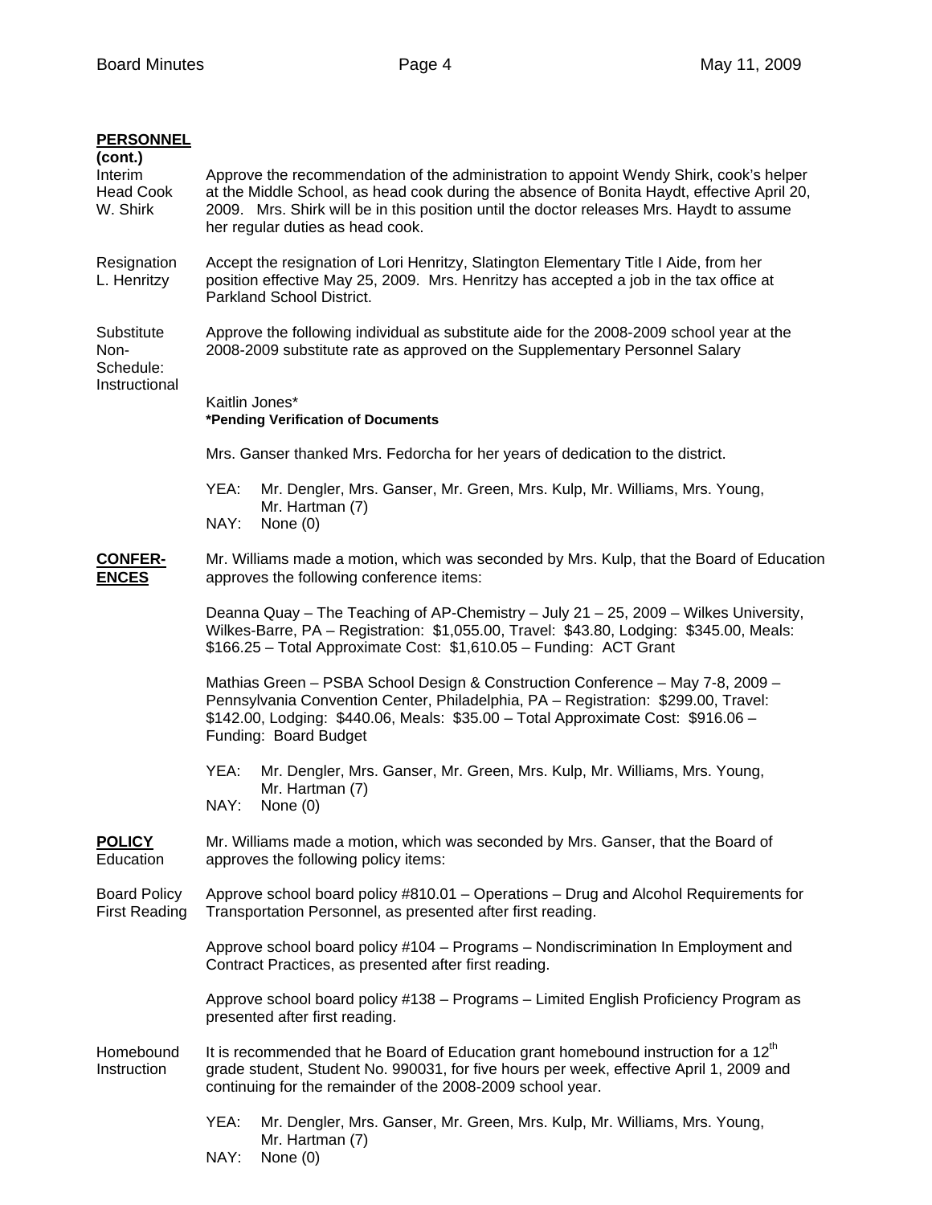**PERSONNEL (cont.)**

Interim Head Cook W. Shirk

Approve the recommendation of the administration to appoint Wendy Shirk, cook's helper at the Middle School, as head cook during the absence of Bonita Haydt, effective April 20, 2009. Mrs. Shirk will be in this position until the doctor releases Mrs. Haydt to assume her regular duties as head cook.

Resignation L. Henritzy

Accept the resignation of Lori Henritzy, Slatington Elementary Title I Aide, from her position effective May 25, 2009. Mrs. Henritzy has accepted a job in the tax office at Parkland School District.

Substitute Non-Schedule: Instructional

Approve the following individual as substitute aide for the 2008-2009 school year at the 2008-2009 substitute rate as approved on the Supplementary Personnel Salary

Kaitlin Jones*
**\*Pending Verification of Documents**

Mrs. Ganser thanked Mrs. Fedorcha for her years of dedication to the district.

YEA: Mr. Dengler, Mrs. Ganser, Mr. Green, Mrs. Kulp, Mr. Williams, Mrs. Young, Mr. Hartman (7)
NAY: None (0)

**CONFER-ENCES**

Mr. Williams made a motion, which was seconded by Mrs. Kulp, that the Board of Education approves the following conference items:

Deanna Quay – The Teaching of AP-Chemistry – July 21 – 25, 2009 – Wilkes University, Wilkes-Barre, PA – Registration: $1,055.00, Travel: $43.80, Lodging: $345.00, Meals: $166.25 – Total Approximate Cost: $1,610.05 – Funding: ACT Grant

Mathias Green – PSBA School Design & Construction Conference – May 7-8, 2009 – Pennsylvania Convention Center, Philadelphia, PA – Registration: $299.00, Travel: $142.00, Lodging: $440.06, Meals: $35.00 – Total Approximate Cost: $916.06 – Funding: Board Budget

YEA: Mr. Dengler, Mrs. Ganser, Mr. Green, Mrs. Kulp, Mr. Williams, Mrs. Young, Mr. Hartman (7)
NAY: None (0)

**POLICY** Education

Mr. Williams made a motion, which was seconded by Mrs. Ganser, that the Board of Education approves the following policy items:

Board Policy First Reading

Approve school board policy #810.01 – Operations – Drug and Alcohol Requirements for Transportation Personnel, as presented after first reading.

Approve school board policy #104 – Programs – Nondiscrimination In Employment and Contract Practices, as presented after first reading.

Approve school board policy #138 – Programs – Limited English Proficiency Program as presented after first reading.

Homebound Instruction

It is recommended that he Board of Education grant homebound instruction for a 12th grade student, Student No. 990031, for five hours per week, effective April 1, 2009 and continuing for the remainder of the 2008-2009 school year.

YEA: Mr. Dengler, Mrs. Ganser, Mr. Green, Mrs. Kulp, Mr. Williams, Mrs. Young, Mr. Hartman (7)
NAY: None (0)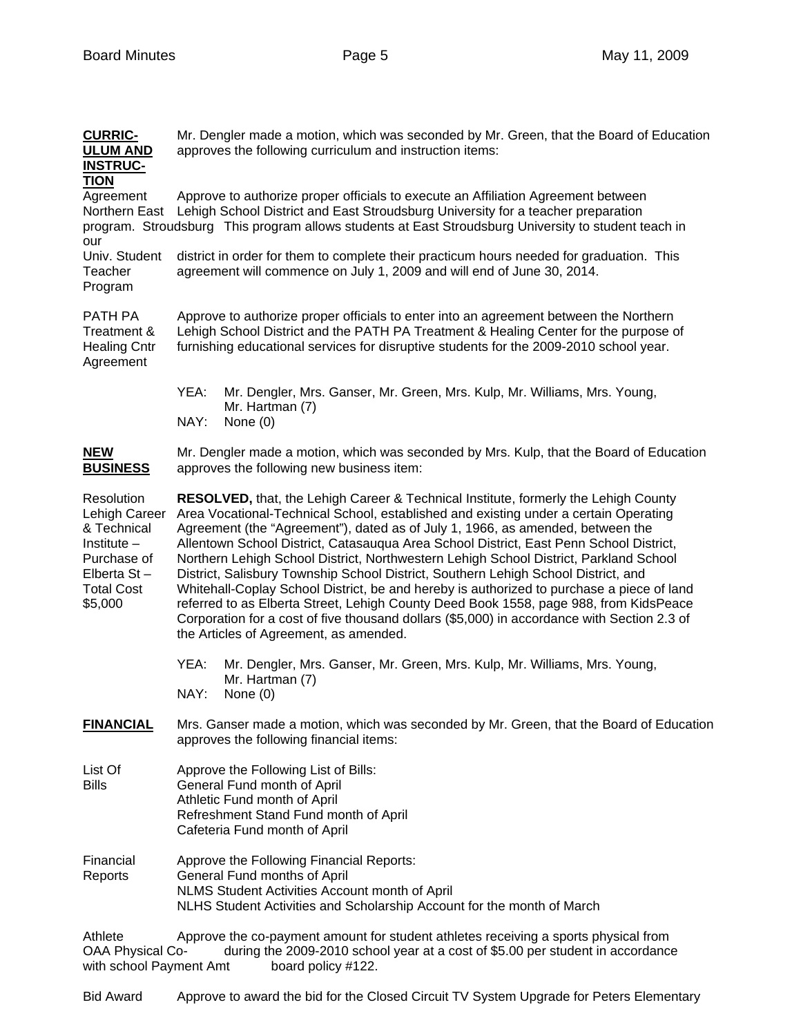**CURRICULUM AND INSTRUCTION** Mr. Dengler made a motion, which was seconded by Mr. Green, that the Board of Education approves the following curriculum and instruction items:

Agreement Northern East Stroudsburg Univ. Student Teacher Program

Approve to authorize proper officials to execute an Affiliation Agreement between Lehigh School District and East Stroudsburg University for a teacher preparation program. This program allows students at East Stroudsburg University to student teach in our district in order for them to complete their practicum hours needed for graduation. This agreement will commence on July 1, 2009 and will end of June 30, 2014.

PATH PA Treatment & Healing Cntr Agreement

Approve to authorize proper officials to enter into an agreement between the Northern Lehigh School District and the PATH PA Treatment & Healing Center for the purpose of furnishing educational services for disruptive students for the 2009-2010 school year.

YEA: Mr. Dengler, Mrs. Ganser, Mr. Green, Mrs. Kulp, Mr. Williams, Mrs. Young, Mr. Hartman (7)
NAY: None (0)

**NEW BUSINESS** Mr. Dengler made a motion, which was seconded by Mrs. Kulp, that the Board of Education approves the following new business item:

Resolution Lehigh Career & Technical Institute – Purchase of Elberta St – Total Cost $5,000

**RESOLVED,** that, the Lehigh Career & Technical Institute, formerly the Lehigh County Area Vocational-Technical School, established and existing under a certain Operating Agreement (the "Agreement"), dated as of July 1, 1966, as amended, between the Allentown School District, Catasauqua Area School District, East Penn School District, Northern Lehigh School District, Northwestern Lehigh School District, Parkland School District, Salisbury Township School District, Southern Lehigh School District, and Whitehall-Coplay School District, be and hereby is authorized to purchase a piece of land referred to as Elberta Street, Lehigh County Deed Book 1558, page 988, from KidsPeace Corporation for a cost of five thousand dollars ($5,000) in accordance with Section 2.3 of the Articles of Agreement, as amended.

YEA: Mr. Dengler, Mrs. Ganser, Mr. Green, Mrs. Kulp, Mr. Williams, Mrs. Young, Mr. Hartman (7)
NAY: None (0)

**FINANCIAL** Mrs. Ganser made a motion, which was seconded by Mr. Green, that the Board of Education approves the following financial items:

List Of Bills

Approve the Following List of Bills:
General Fund month of April
Athletic Fund month of April
Refreshment Stand Fund month of April
Cafeteria Fund month of April

Financial Reports

Approve the Following Financial Reports:
General Fund months of April
NLMS Student Activities Account month of April
NLHS Student Activities and Scholarship Account for the month of March

Athlete OAA Physical Co-Payment Amt

Approve the co-payment amount for student athletes receiving a sports physical from with school during the 2009-2010 school year at a cost of $5.00 per student in accordance board policy #122.

Bid Award

Approve to award the bid for the Closed Circuit TV System Upgrade for Peters Elementary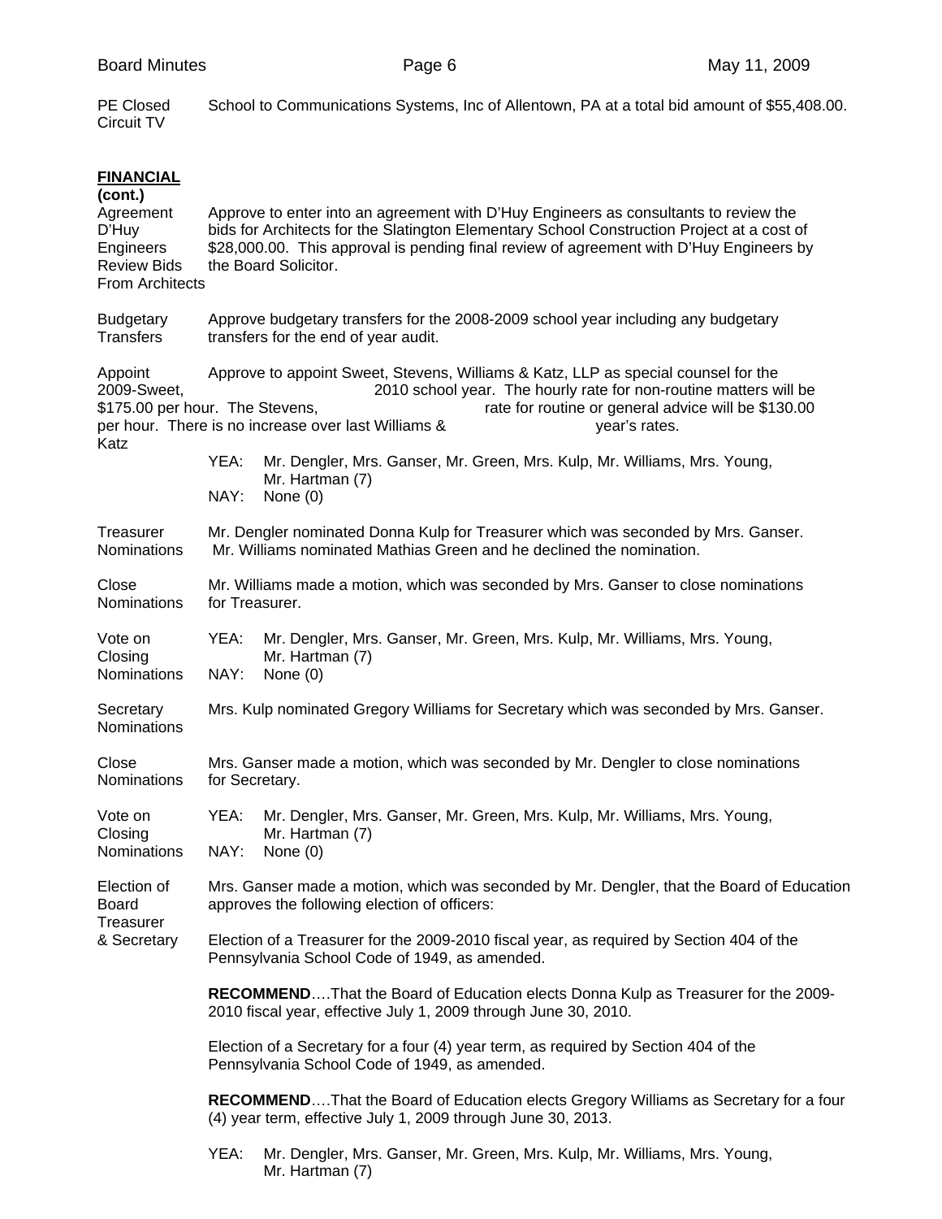PE Closed Circuit TV — School to Communications Systems, Inc of Allentown, PA at a total bid amount of $55,408.00.

**FINANCIAL (cont.)**

**Agreement D'Huy Engineers Review Bids From Architects** — Approve to enter into an agreement with D'Huy Engineers as consultants to review the bids for Architects for the Slatington Elementary School Construction Project at a cost of $28,000.00. This approval is pending final review of agreement with D'Huy Engineers by the Board Solicitor.

**Budgetary Transfers** — Approve budgetary transfers for the 2008-2009 school year including any budgetary transfers for the end of year audit.

**Appoint 2009-Sweet, Stevens, Williams & Katz** — Approve to appoint Sweet, Stevens, Williams & Katz, LLP as special counsel for the 2009-2010 school year. The hourly rate for non-routine matters will be $175.00 per hour. The rate for routine or general advice will be $130.00 per hour. There is no increase over last year's rates.

YEA: Mr. Dengler, Mrs. Ganser, Mr. Green, Mrs. Kulp, Mr. Williams, Mrs. Young, Mr. Hartman (7)
NAY: None (0)

**Treasurer Nominations** — Mr. Dengler nominated Donna Kulp for Treasurer which was seconded by Mrs. Ganser. Mr. Williams nominated Mathias Green and he declined the nomination.

**Close Nominations** — Mr. Williams made a motion, which was seconded by Mrs. Ganser to close nominations for Treasurer.

**Vote on Closing Nominations**

YEA: Mr. Dengler, Mrs. Ganser, Mr. Green, Mrs. Kulp, Mr. Williams, Mrs. Young, Mr. Hartman (7)
NAY: None (0)

**Secretary Nominations** — Mrs. Kulp nominated Gregory Williams for Secretary which was seconded by Mrs. Ganser.

**Close Nominations** — Mrs. Ganser made a motion, which was seconded by Mr. Dengler to close nominations for Secretary.

**Vote on Closing Nominations**

YEA: Mr. Dengler, Mrs. Ganser, Mr. Green, Mrs. Kulp, Mr. Williams, Mrs. Young, Mr. Hartman (7)
NAY: None (0)

**Election of Board Treasurer & Secretary** — Mrs. Ganser made a motion, which was seconded by Mr. Dengler, that the Board of Education approves the following election of officers:

Election of a Treasurer for the 2009-2010 fiscal year, as required by Section 404 of the Pennsylvania School Code of 1949, as amended.

**RECOMMEND**….That the Board of Education elects Donna Kulp as Treasurer for the 2009-2010 fiscal year, effective July 1, 2009 through June 30, 2010.

Election of a Secretary for a four (4) year term, as required by Section 404 of the Pennsylvania School Code of 1949, as amended.

**RECOMMEND**….That the Board of Education elects Gregory Williams as Secretary for a four (4) year term, effective July 1, 2009 through June 30, 2013.

YEA: Mr. Dengler, Mrs. Ganser, Mr. Green, Mrs. Kulp, Mr. Williams, Mrs. Young, Mr. Hartman (7)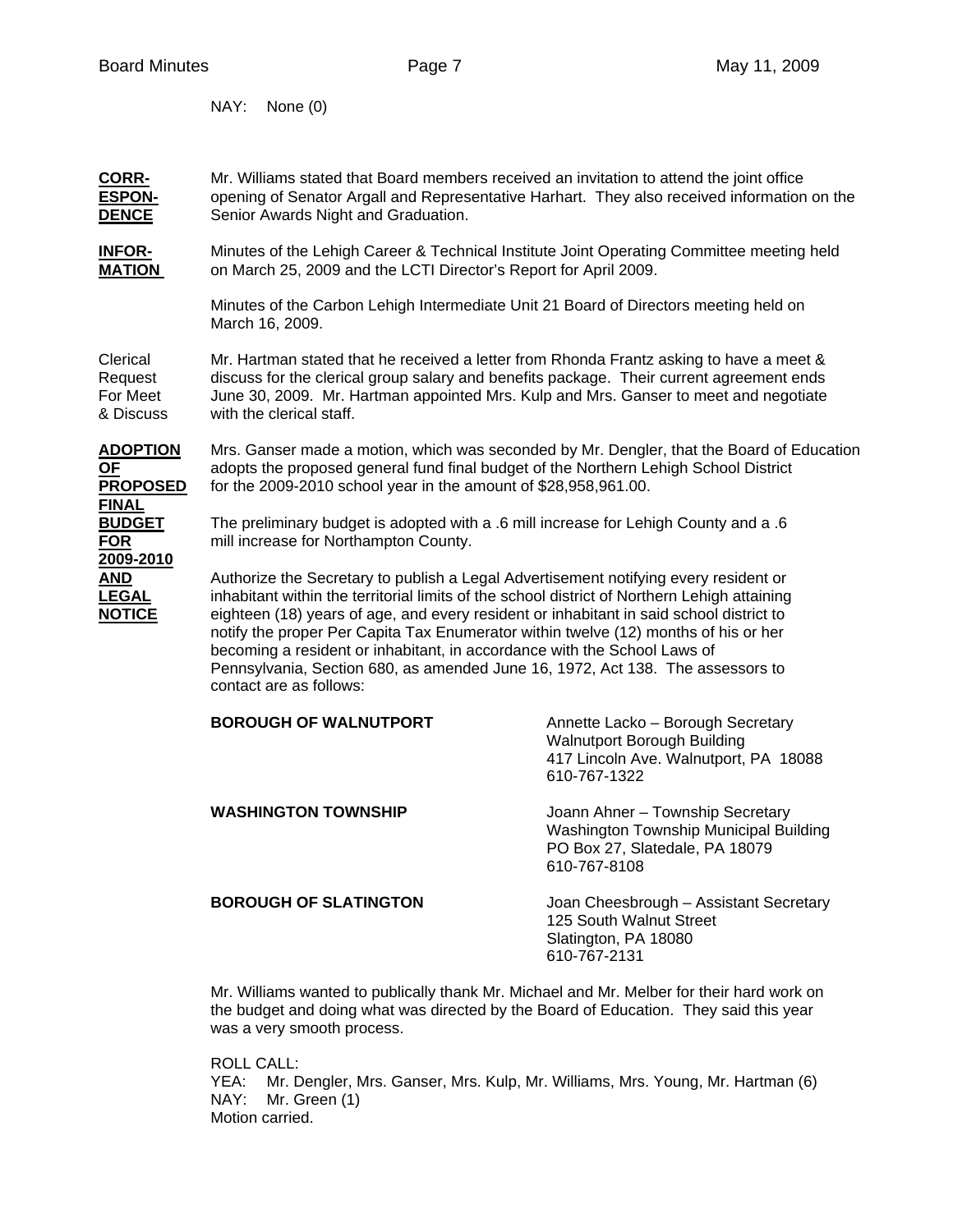NAY: None (0)

**CORRESPONDENCE**

Mr. Williams stated that Board members received an invitation to attend the joint office opening of Senator Argall and Representative Harhart. They also received information on the Senior Awards Night and Graduation.

**INFORMATION**

Minutes of the Lehigh Career & Technical Institute Joint Operating Committee meeting held on March 25, 2009 and the LCTI Director's Report for April 2009.

Minutes of the Carbon Lehigh Intermediate Unit 21 Board of Directors meeting held on March 16, 2009.

Clerical Request For Meet & Discuss

Mr. Hartman stated that he received a letter from Rhonda Frantz asking to have a meet & discuss for the clerical group salary and benefits package. Their current agreement ends June 30, 2009. Mr. Hartman appointed Mrs. Kulp and Mrs. Ganser to meet and negotiate with the clerical staff.

**ADOPTION OF PROPOSED FINAL BUDGET FOR 2009-2010 AND LEGAL NOTICE**

Mrs. Ganser made a motion, which was seconded by Mr. Dengler, that the Board of Education adopts the proposed general fund final budget of the Northern Lehigh School District for the 2009-2010 school year in the amount of $28,958,961.00.

The preliminary budget is adopted with a .6 mill increase for Lehigh County and a .6 mill increase for Northampton County.

Authorize the Secretary to publish a Legal Advertisement notifying every resident or inhabitant within the territorial limits of the school district of Northern Lehigh attaining eighteen (18) years of age, and every resident or inhabitant in said school district to notify the proper Per Capita Tax Enumerator within twelve (12) months of his or her becoming a resident or inhabitant, in accordance with the School Laws of Pennsylvania, Section 680, as amended June 16, 1972, Act 138. The assessors to contact are as follows:

**BOROUGH OF WALNUTPORT**
Annette Lacko – Borough Secretary
Walnutport Borough Building
417 Lincoln Ave. Walnutport, PA 18088
610-767-1322

**WASHINGTON TOWNSHIP**
Joann Ahner – Township Secretary
Washington Township Municipal Building
PO Box 27, Slatedale, PA 18079
610-767-8108

**BOROUGH OF SLATINGTON**
Joan Cheesbrough – Assistant Secretary
125 South Walnut Street
Slatington, PA 18080
610-767-2131

Mr. Williams wanted to publically thank Mr. Michael and Mr. Melber for their hard work on the budget and doing what was directed by the Board of Education. They said this year was a very smooth process.

ROLL CALL:
YEA: Mr. Dengler, Mrs. Ganser, Mrs. Kulp, Mr. Williams, Mrs. Young, Mr. Hartman (6)
NAY: Mr. Green (1)
Motion carried.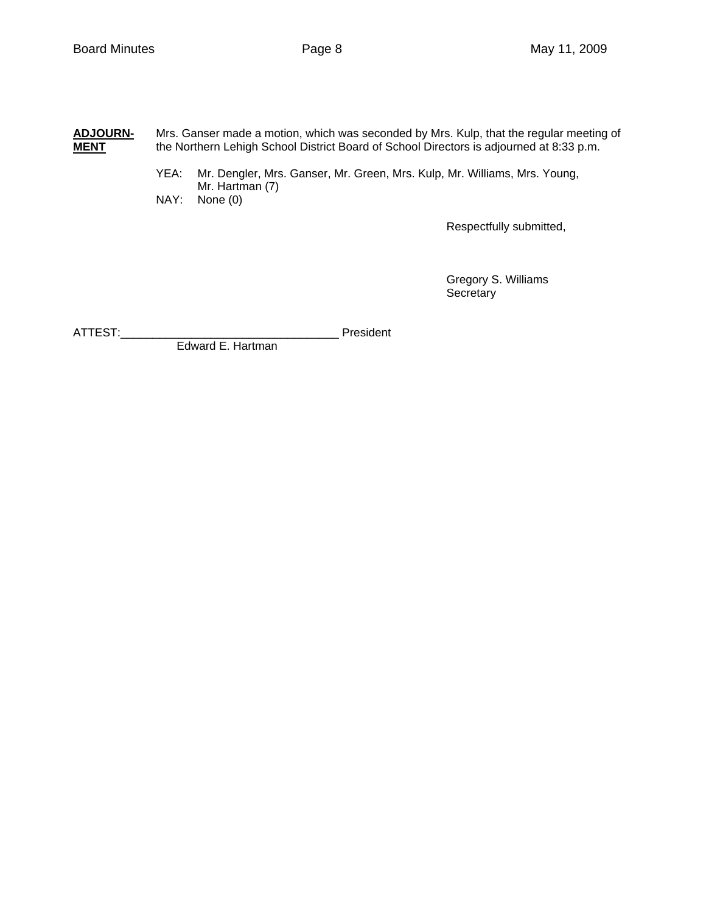**ADJOURNMENT**

Mrs. Ganser made a motion, which was seconded by Mrs. Kulp, that the regular meeting of the Northern Lehigh School District Board of School Directors is adjourned at 8:33 p.m.

YEA: Mr. Dengler, Mrs. Ganser, Mr. Green, Mrs. Kulp, Mr. Williams, Mrs. Young, Mr. Hartman (7)
NAY: None (0)

Respectfully submitted,

Gregory S. Williams
Secretary

ATTEST:_________________________________ President
Edward E. Hartman